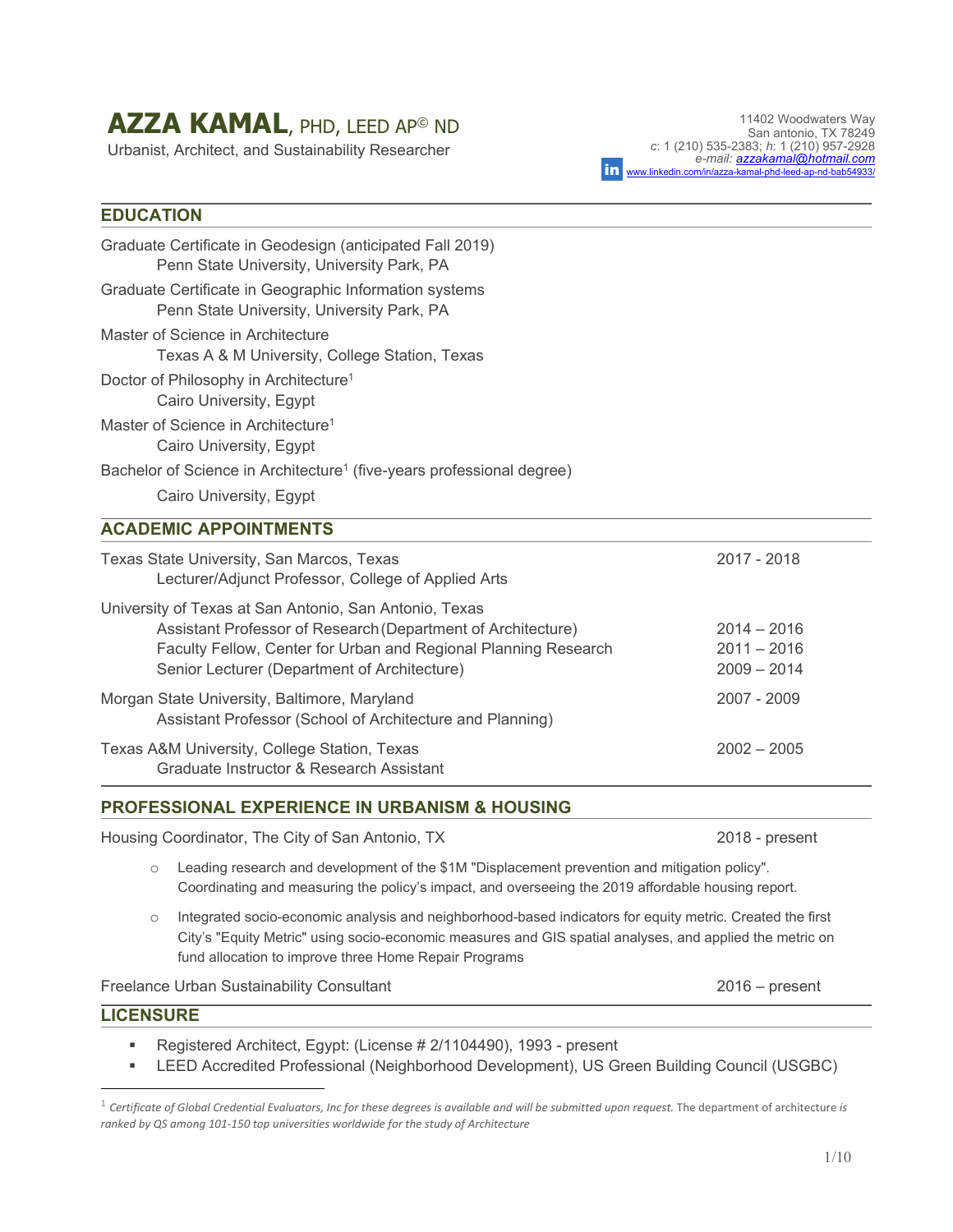# AZZA KAMAL, PHD, LEED AP© ND

Urbanist, Architect, and Sustainability Researcher

11402 Woodwaters Way
San antonio, TX 78249
*c*: 1 (210) 535-2383; *h*: 1 (210) 957-2928
*e-mail: azzakamal@hotmail.com*
www.linkedin.com/in/azza-kamal-phd-leed-ap-nd-bab54933/

## EDUCATION

Graduate Certificate in Geodesign (anticipated Fall 2019)
    Penn State University, University Park, PA

Graduate Certificate in Geographic Information systems
    Penn State University, University Park, PA

Master of Science in Architecture
    Texas A & M University, College Station, Texas

Doctor of Philosophy in Architecture[1]
    Cairo University, Egypt

Master of Science in Architecture[1]
    Cairo University, Egypt

Bachelor of Science in Architecture[1] (five-years professional degree)
    Cairo University, Egypt

## ACADEMIC APPOINTMENTS

Texas State University, San Marcos, Texas — 2017 - 2018
    Lecturer/Adjunct Professor, College of Applied Arts

University of Texas at San Antonio, San Antonio, Texas
    Assistant Professor of Research (Department of Architecture) — 2014 – 2016
    Faculty Fellow, Center for Urban and Regional Planning Research — 2011 – 2016
    Senior Lecturer (Department of Architecture) — 2009 – 2014

Morgan State University, Baltimore, Maryland — 2007 - 2009
    Assistant Professor (School of Architecture and Planning)

Texas A&M University, College Station, Texas — 2002 – 2005
    Graduate Instructor & Research Assistant

## PROFESSIONAL EXPERIENCE IN URBANISM & HOUSING

Housing Coordinator, The City of San Antonio, TX — 2018 - present

- Leading research and development of the $1M "Displacement prevention and mitigation policy". Coordinating and measuring the policy's impact, and overseeing the 2019 affordable housing report.
- Integrated socio-economic analysis and neighborhood-based indicators for equity metric. Created the first City's "Equity Metric" using socio-economic measures and GIS spatial analyses, and applied the metric on fund allocation to improve three Home Repair Programs

Freelance Urban Sustainability Consultant — 2016 – present

## LICENSURE

- Registered Architect, Egypt: (License # 2/1104490), 1993 - present
- LEED Accredited Professional (Neighborhood Development), US Green Building Council (USGBC)

---

[1] *Certificate of Global Credential Evaluators, Inc for these degrees is available and will be submitted upon request.* The department of architecture *is ranked by QS among 101-150 top universities worldwide for the study of Architecture*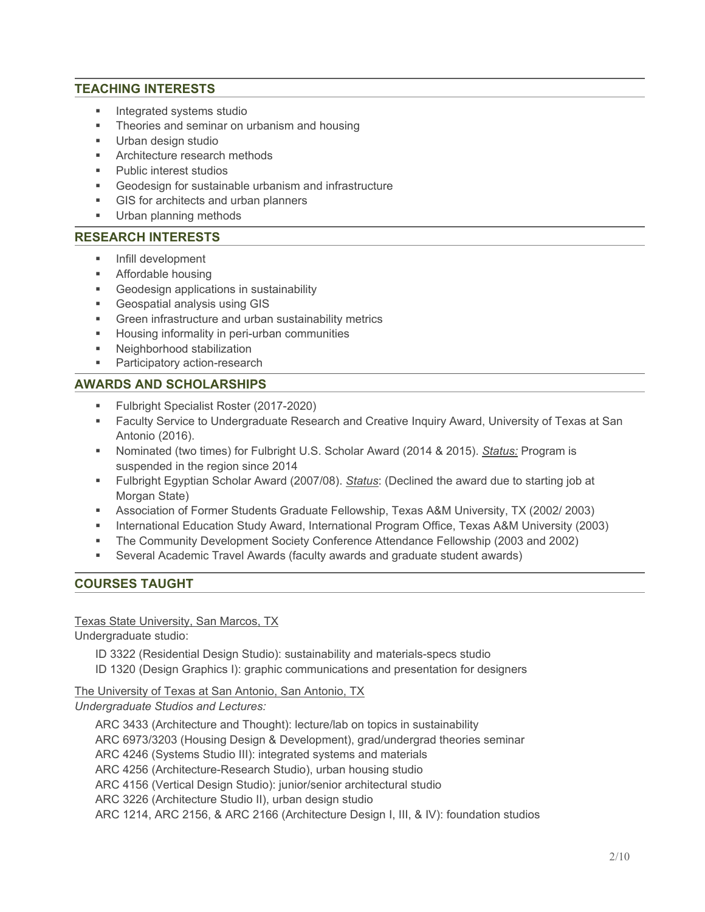## TEACHING INTERESTS

- Integrated systems studio
- Theories and seminar on urbanism and housing
- Urban design studio
- Architecture research methods
- Public interest studios
- Geodesign for sustainable urbanism and infrastructure
- GIS for architects and urban planners
- Urban planning methods

## RESEARCH INTERESTS

- Infill development
- Affordable housing
- Geodesign applications in sustainability
- Geospatial analysis using GIS
- Green infrastructure and urban sustainability metrics
- Housing informality in peri-urban communities
- Neighborhood stabilization
- Participatory action-research

## AWARDS AND SCHOLARSHIPS

- Fulbright Specialist Roster (2017-2020)
- Faculty Service to Undergraduate Research and Creative Inquiry Award, University of Texas at San Antonio (2016).
- Nominated (two times) for Fulbright U.S. Scholar Award (2014 & 2015). *Status:* Program is suspended in the region since 2014
- Fulbright Egyptian Scholar Award (2007/08). *Status*: (Declined the award due to starting job at Morgan State)
- Association of Former Students Graduate Fellowship, Texas A&M University, TX (2002/ 2003)
- International Education Study Award, International Program Office, Texas A&M University (2003)
- The Community Development Society Conference Attendance Fellowship (2003 and 2002)
- Several Academic Travel Awards (faculty awards and graduate student awards)

## COURSES TAUGHT

Texas State University, San Marcos, TX

Undergraduate studio:

ID 3322 (Residential Design Studio): sustainability and materials-specs studio

ID 1320 (Design Graphics I): graphic communications and presentation for designers

The University of Texas at San Antonio, San Antonio, TX

*Undergraduate Studios and Lectures:*

ARC 3433 (Architecture and Thought): lecture/lab on topics in sustainability

ARC 6973/3203 (Housing Design & Development), grad/undergrad theories seminar

ARC 4246 (Systems Studio III): integrated systems and materials

ARC 4256 (Architecture-Research Studio), urban housing studio

ARC 4156 (Vertical Design Studio): junior/senior architectural studio

ARC 3226 (Architecture Studio II), urban design studio

ARC 1214, ARC 2156, & ARC 2166 (Architecture Design I, III, & IV): foundation studios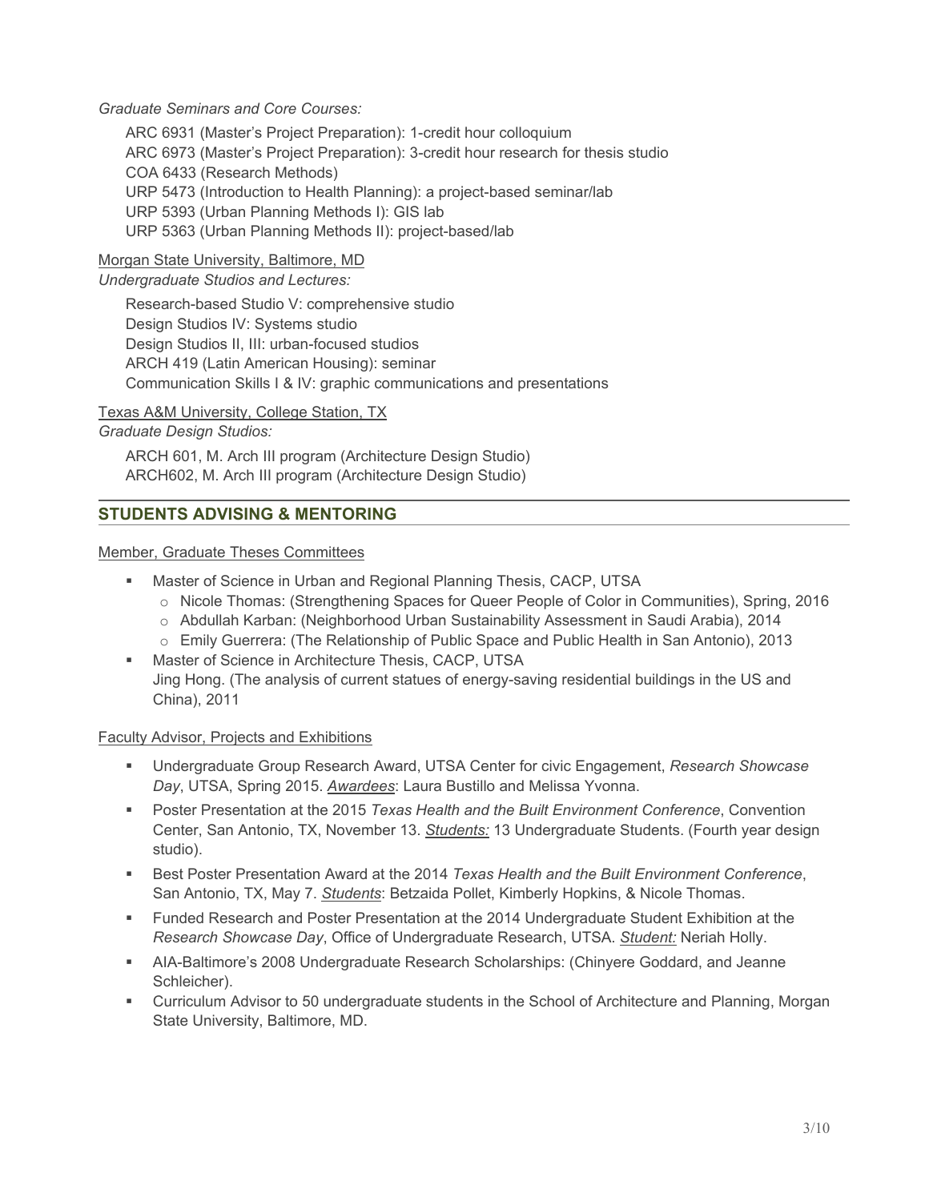*Graduate Seminars and Core Courses:*

ARC 6931 (Master's Project Preparation): 1-credit hour colloquium
ARC 6973 (Master's Project Preparation): 3-credit hour research for thesis studio
COA 6433 (Research Methods)
URP 5473 (Introduction to Health Planning): a project-based seminar/lab
URP 5393 (Urban Planning Methods I): GIS lab
URP 5363 (Urban Planning Methods II): project-based/lab

<u>Morgan State University, Baltimore, MD</u>
*Undergraduate Studios and Lectures:*

Research-based Studio V: comprehensive studio
Design Studios IV: Systems studio
Design Studios II, III: urban-focused studios
ARCH 419 (Latin American Housing): seminar
Communication Skills I & IV: graphic communications and presentations

<u>Texas A&M University, College Station, TX</u>
*Graduate Design Studios:*

ARCH 601, M. Arch III program (Architecture Design Studio)
ARCH602, M. Arch III program (Architecture Design Studio)

## STUDENTS ADVISING & MENTORING

<u>Member, Graduate Theses Committees</u>

- Master of Science in Urban and Regional Planning Thesis, CACP, UTSA
  - Nicole Thomas: (Strengthening Spaces for Queer People of Color in Communities), Spring, 2016
  - Abdullah Karban: (Neighborhood Urban Sustainability Assessment in Saudi Arabia), 2014
  - Emily Guerrera: (The Relationship of Public Space and Public Health in San Antonio), 2013
- Master of Science in Architecture Thesis, CACP, UTSA
  Jing Hong. (The analysis of current statues of energy-saving residential buildings in the US and China), 2011

<u>Faculty Advisor, Projects and Exhibitions</u>

- Undergraduate Group Research Award, UTSA Center for civic Engagement, *Research Showcase Day*, UTSA, Spring 2015. *<u>Awardees</u>*: Laura Bustillo and Melissa Yvonna.
- Poster Presentation at the 2015 *Texas Health and the Built Environment Conference*, Convention Center, San Antonio, TX, November 13. *<u>Students:</u>* 13 Undergraduate Students. (Fourth year design studio).
- Best Poster Presentation Award at the 2014 *Texas Health and the Built Environment Conference*, San Antonio, TX, May 7. *<u>Students</u>*: Betzaida Pollet, Kimberly Hopkins, & Nicole Thomas.
- Funded Research and Poster Presentation at the 2014 Undergraduate Student Exhibition at the *Research Showcase Day*, Office of Undergraduate Research, UTSA. *<u>Student:</u>* Neriah Holly.
- AIA-Baltimore's 2008 Undergraduate Research Scholarships: (Chinyere Goddard, and Jeanne Schleicher).
- Curriculum Advisor to 50 undergraduate students in the School of Architecture and Planning, Morgan State University, Baltimore, MD.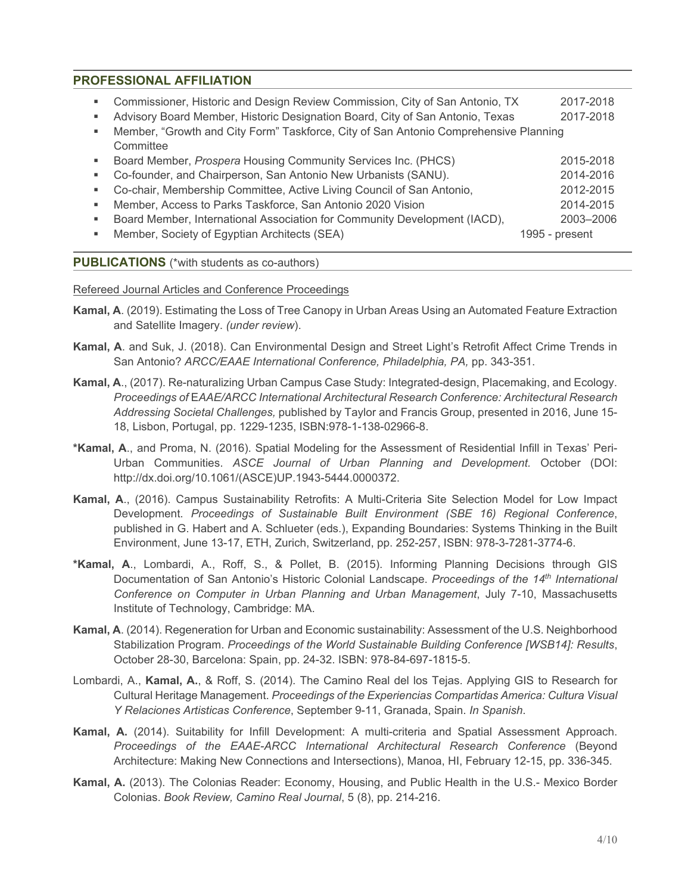## PROFESSIONAL AFFILIATION

- Commissioner, Historic and Design Review Commission, City of San Antonio, TX 2017-2018
- Advisory Board Member, Historic Designation Board, City of San Antonio, Texas 2017-2018
- Member, "Growth and City Form" Taskforce, City of San Antonio Comprehensive Planning Committee
- Board Member, *Prospera* Housing Community Services Inc. (PHCS) 2015-2018
- Co-founder, and Chairperson, San Antonio New Urbanists (SANU). 2014-2016
- Co-chair, Membership Committee, Active Living Council of San Antonio, 2012-2015
- Member, Access to Parks Taskforce, San Antonio 2020 Vision 2014-2015
- Board Member, International Association for Community Development (IACD), 2003–2006
- Member, Society of Egyptian Architects (SEA) 1995 - present

## PUBLICATIONS (*with students as co-authors)

Refereed Journal Articles and Conference Proceedings

**Kamal, A**. (2019). Estimating the Loss of Tree Canopy in Urban Areas Using an Automated Feature Extraction and Satellite Imagery. *(under review*).

**Kamal, A**. and Suk, J. (2018). Can Environmental Design and Street Light's Retrofit Affect Crime Trends in San Antonio? *ARCC/EAAE International Conference, Philadelphia, PA,* pp. 343-351.

**Kamal, A**., (2017). Re-naturalizing Urban Campus Case Study: Integrated-design, Placemaking, and Ecology. *Proceedings of* E*AAE/ARCC International Architectural Research Conference: Architectural Research Addressing Societal Challenges,* published by Taylor and Francis Group, presented in 2016, June 15-18, Lisbon, Portugal, pp. 1229-1235, ISBN:978-1-138-02966-8.

***Kamal, A**., and Proma, N. (2016). Spatial Modeling for the Assessment of Residential Infill in Texas' Peri-Urban Communities. *ASCE Journal of Urban Planning and Development*. October (DOI: http://dx.doi.org/10.1061/(ASCE)UP.1943-5444.0000372.

**Kamal, A**., (2016). Campus Sustainability Retrofits: A Multi-Criteria Site Selection Model for Low Impact Development. *Proceedings of Sustainable Built Environment (SBE 16) Regional Conference*, published in G. Habert and A. Schlueter (eds.), Expanding Boundaries: Systems Thinking in the Built Environment, June 13-17, ETH, Zurich, Switzerland, pp. 252-257, ISBN: 978-3-7281-3774-6.

***Kamal, A**., Lombardi, A., Roff, S., & Pollet, B. (2015). Informing Planning Decisions through GIS Documentation of San Antonio's Historic Colonial Landscape. *Proceedings of the 14th International Conference on Computer in Urban Planning and Urban Management*, July 7-10, Massachusetts Institute of Technology, Cambridge: MA.

**Kamal, A**. (2014). Regeneration for Urban and Economic sustainability: Assessment of the U.S. Neighborhood Stabilization Program. *Proceedings of the World Sustainable Building Conference [WSB14]: Results*, October 28-30, Barcelona: Spain, pp. 24-32. ISBN: 978-84-697-1815-5.

Lombardi, A., **Kamal, A.**, & Roff, S. (2014). The Camino Real del los Tejas. Applying GIS to Research for Cultural Heritage Management. *Proceedings of the Experiencias Compartidas America: Cultura Visual Y Relaciones Artisticas Conference*, September 9-11, Granada, Spain. *In Spanish*.

**Kamal, A.** (2014). Suitability for Infill Development: A multi-criteria and Spatial Assessment Approach. *Proceedings of the EAAE-ARCC International Architectural Research Conference* (Beyond Architecture: Making New Connections and Intersections), Manoa, HI, February 12-15, pp. 336-345.

**Kamal, A.** (2013). The Colonias Reader: Economy, Housing, and Public Health in the U.S.- Mexico Border Colonias. *Book Review, Camino Real Journal*, 5 (8), pp. 214-216.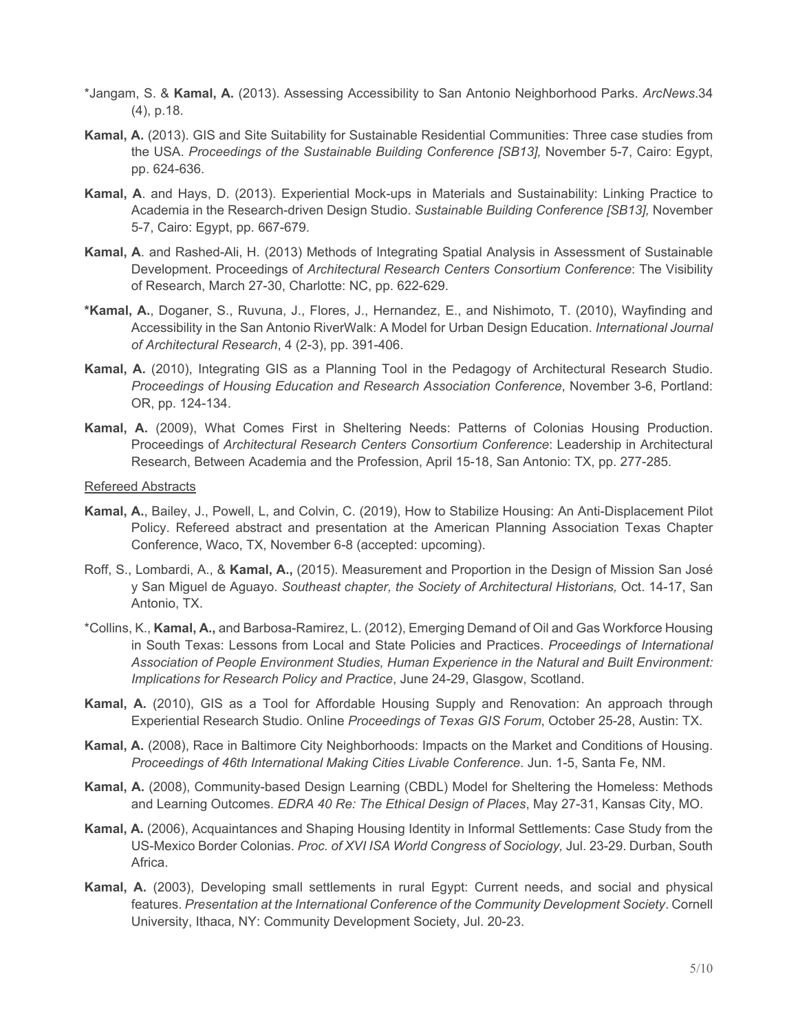*Jangam, S. & **Kamal, A.** (2013). Assessing Accessibility to San Antonio Neighborhood Parks. *ArcNews*.34 (4), p.18.

**Kamal, A.** (2013). GIS and Site Suitability for Sustainable Residential Communities: Three case studies from the USA. *Proceedings of the Sustainable Building Conference [SB13],* November 5-7, Cairo: Egypt, pp. 624-636.

**Kamal, A**. and Hays, D. (2013). Experiential Mock-ups in Materials and Sustainability: Linking Practice to Academia in the Research-driven Design Studio. *Sustainable Building Conference [SB13],* November 5-7, Cairo: Egypt, pp. 667-679.

**Kamal, A**. and Rashed-Ali, H. (2013) Methods of Integrating Spatial Analysis in Assessment of Sustainable Development. Proceedings of *Architectural Research Centers Consortium Conference*: The Visibility of Research, March 27-30, Charlotte: NC, pp. 622-629.

**\*Kamal, A.**, Doganer, S., Ruvuna, J., Flores, J., Hernandez, E., and Nishimoto, T. (2010), Wayfinding and Accessibility in the San Antonio RiverWalk: A Model for Urban Design Education. *International Journal of Architectural Research*, 4 (2-3), pp. 391-406.

**Kamal, A.** (2010), Integrating GIS as a Planning Tool in the Pedagogy of Architectural Research Studio. *Proceedings of Housing Education and Research Association Conference*, November 3-6, Portland: OR, pp. 124-134.

**Kamal, A.** (2009), What Comes First in Sheltering Needs: Patterns of Colonias Housing Production. Proceedings of *Architectural Research Centers Consortium Conference*: Leadership in Architectural Research, Between Academia and the Profession, April 15-18, San Antonio: TX, pp. 277-285.

<u>Refereed Abstracts</u>

**Kamal, A.**, Bailey, J., Powell, L, and Colvin, C. (2019), How to Stabilize Housing: An Anti-Displacement Pilot Policy. Refereed abstract and presentation at the American Planning Association Texas Chapter Conference, Waco, TX, November 6-8 (accepted: upcoming).

Roff, S., Lombardi, A., & **Kamal, A.,** (2015). Measurement and Proportion in the Design of Mission San José y San Miguel de Aguayo. *Southeast chapter, the Society of Architectural Historians,* Oct. 14-17, San Antonio, TX.

*Collins, K., **Kamal, A.,** and Barbosa-Ramirez, L. (2012), Emerging Demand of Oil and Gas Workforce Housing in South Texas: Lessons from Local and State Policies and Practices. *Proceedings of International Association of People Environment Studies, Human Experience in the Natural and Built Environment: Implications for Research Policy and Practice*, June 24-29, Glasgow, Scotland.

**Kamal, A.** (2010), GIS as a Tool for Affordable Housing Supply and Renovation: An approach through Experiential Research Studio. Online *Proceedings of Texas GIS Forum*, October 25-28, Austin: TX.

**Kamal, A.** (2008), Race in Baltimore City Neighborhoods: Impacts on the Market and Conditions of Housing. *Proceedings of 46th International Making Cities Livable Conference*. Jun. 1-5, Santa Fe, NM.

**Kamal, A.** (2008), Community-based Design Learning (CBDL) Model for Sheltering the Homeless: Methods and Learning Outcomes. *EDRA 40 Re: The Ethical Design of Places*, May 27-31, Kansas City, MO.

**Kamal, A.** (2006), Acquaintances and Shaping Housing Identity in Informal Settlements: Case Study from the US-Mexico Border Colonias. *Proc. of XVI ISA World Congress of Sociology,* Jul. 23-29. Durban, South Africa.

**Kamal, A.** (2003), Developing small settlements in rural Egypt: Current needs, and social and physical features. *Presentation at the International Conference of the Community Development Society*. Cornell University, Ithaca, NY: Community Development Society, Jul. 20-23.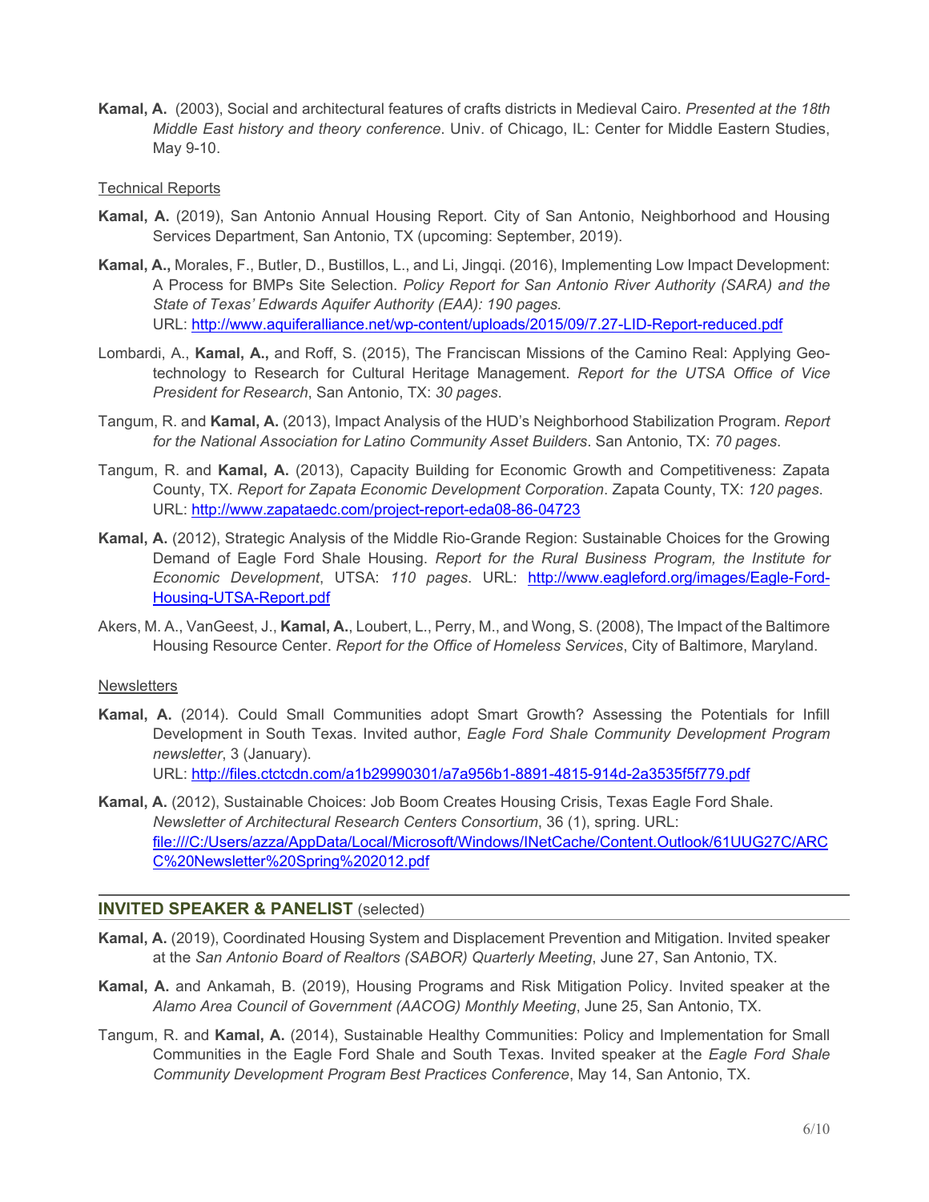**Kamal, A.** (2003), Social and architectural features of crafts districts in Medieval Cairo. *Presented at the 18th Middle East history and theory conference*. Univ. of Chicago, IL: Center for Middle Eastern Studies, May 9-10.

Technical Reports

**Kamal, A.** (2019), San Antonio Annual Housing Report. City of San Antonio, Neighborhood and Housing Services Department, San Antonio, TX (upcoming: September, 2019).

**Kamal, A.,** Morales, F., Butler, D., Bustillos, L., and Li, Jingqi. (2016), Implementing Low Impact Development: A Process for BMPs Site Selection. *Policy Report for San Antonio River Authority (SARA) and the State of Texas' Edwards Aquifer Authority (EAA): 190 pages.* URL: http://www.aquiferalliance.net/wp-content/uploads/2015/09/7.27-LID-Report-reduced.pdf

Lombardi, A., **Kamal, A.,** and Roff, S. (2015), The Franciscan Missions of the Camino Real: Applying Geo-technology to Research for Cultural Heritage Management. *Report for the UTSA Office of Vice President for Research*, San Antonio, TX: *30 pages*.

Tangum, R. and **Kamal, A.** (2013), Impact Analysis of the HUD's Neighborhood Stabilization Program. *Report for the National Association for Latino Community Asset Builders*. San Antonio, TX: *70 pages*.

Tangum, R. and **Kamal, A.** (2013), Capacity Building for Economic Growth and Competitiveness: Zapata County, TX. *Report for Zapata Economic Development Corporation*. Zapata County, TX: *120 pages*. URL: http://www.zapataedc.com/project-report-eda08-86-04723

**Kamal, A.** (2012), Strategic Analysis of the Middle Rio-Grande Region: Sustainable Choices for the Growing Demand of Eagle Ford Shale Housing. *Report for the Rural Business Program, the Institute for Economic Development*, UTSA: *110 pages*. URL: http://www.eagleford.org/images/Eagle-Ford-Housing-UTSA-Report.pdf

Akers, M. A., VanGeest, J., **Kamal, A.**, Loubert, L., Perry, M., and Wong, S. (2008), The Impact of the Baltimore Housing Resource Center. *Report for the Office of Homeless Services*, City of Baltimore, Maryland.

Newsletters

**Kamal, A.** (2014). Could Small Communities adopt Smart Growth? Assessing the Potentials for Infill Development in South Texas. Invited author, *Eagle Ford Shale Community Development Program newsletter*, 3 (January). URL: http://files.ctctcdn.com/a1b29990301/a7a956b1-8891-4815-914d-2a3535f5f779.pdf

**Kamal, A.** (2012), Sustainable Choices: Job Boom Creates Housing Crisis, Texas Eagle Ford Shale. *Newsletter of Architectural Research Centers Consortium*, 36 (1), spring. URL: file:///C:/Users/azza/AppData/Local/Microsoft/Windows/INetCache/Content.Outlook/61UUG27C/ARCC%20Newsletter%20Spring%202012.pdf

## INVITED SPEAKER & PANELIST (selected)

**Kamal, A.** (2019), Coordinated Housing System and Displacement Prevention and Mitigation. Invited speaker at the *San Antonio Board of Realtors (SABOR) Quarterly Meeting*, June 27, San Antonio, TX.

**Kamal, A.** and Ankamah, B. (2019), Housing Programs and Risk Mitigation Policy. Invited speaker at the *Alamo Area Council of Government (AACOG) Monthly Meeting*, June 25, San Antonio, TX.

Tangum, R. and **Kamal, A.** (2014), Sustainable Healthy Communities: Policy and Implementation for Small Communities in the Eagle Ford Shale and South Texas. Invited speaker at the *Eagle Ford Shale Community Development Program Best Practices Conference*, May 14, San Antonio, TX.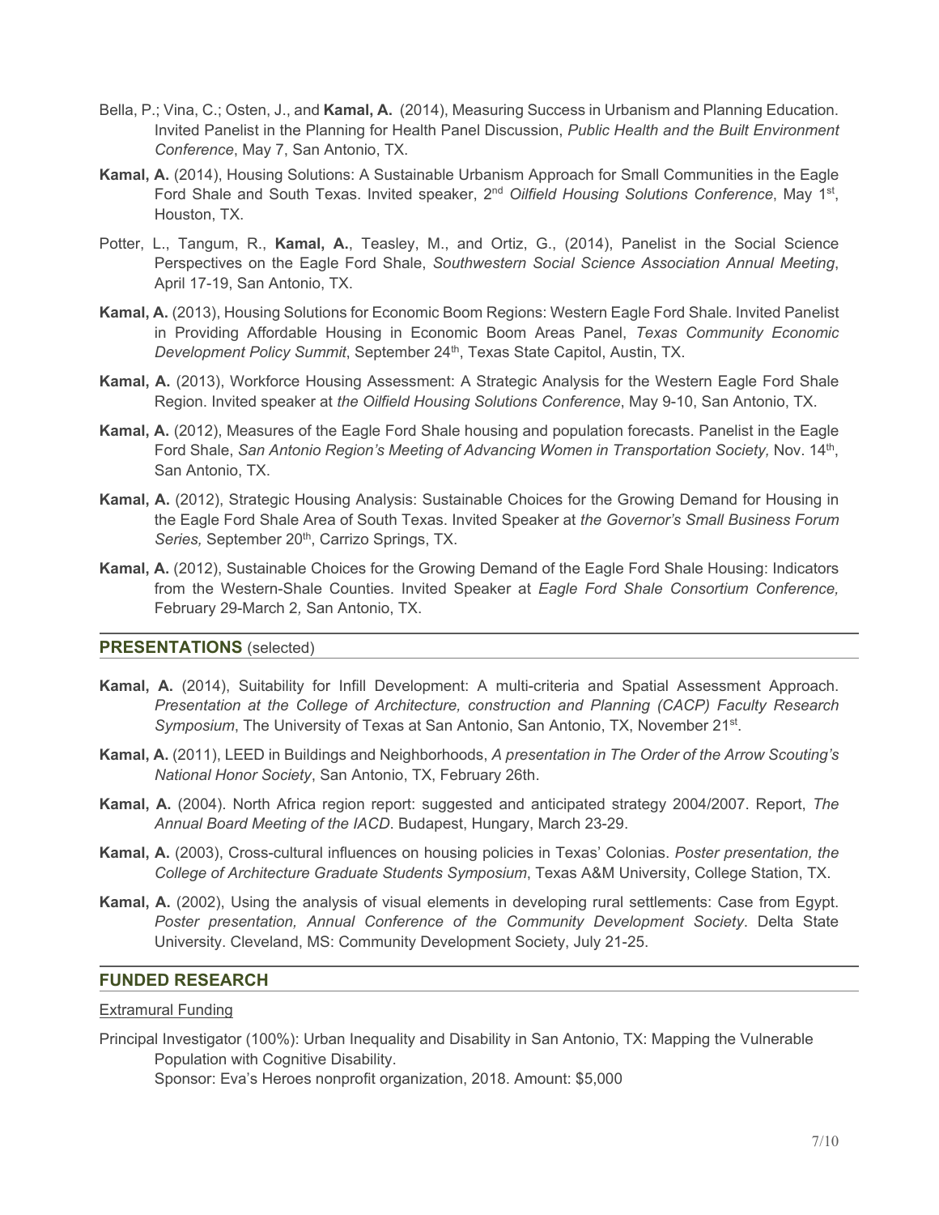Bella, P.; Vina, C.; Osten, J., and **Kamal, A.** (2014), Measuring Success in Urbanism and Planning Education. Invited Panelist in the Planning for Health Panel Discussion, *Public Health and the Built Environment Conference*, May 7, San Antonio, TX.

**Kamal, A.** (2014), Housing Solutions: A Sustainable Urbanism Approach for Small Communities in the Eagle Ford Shale and South Texas. Invited speaker, 2nd *Oilfield Housing Solutions Conference*, May 1st, Houston, TX.

Potter, L., Tangum, R., **Kamal, A.**, Teasley, M., and Ortiz, G., (2014), Panelist in the Social Science Perspectives on the Eagle Ford Shale, *Southwestern Social Science Association Annual Meeting*, April 17-19, San Antonio, TX.

**Kamal, A.** (2013), Housing Solutions for Economic Boom Regions: Western Eagle Ford Shale. Invited Panelist in Providing Affordable Housing in Economic Boom Areas Panel, *Texas Community Economic Development Policy Summit*, September 24th, Texas State Capitol, Austin, TX.

**Kamal, A.** (2013), Workforce Housing Assessment: A Strategic Analysis for the Western Eagle Ford Shale Region. Invited speaker at *the Oilfield Housing Solutions Conference*, May 9-10, San Antonio, TX.

**Kamal, A.** (2012), Measures of the Eagle Ford Shale housing and population forecasts. Panelist in the Eagle Ford Shale, *San Antonio Region's Meeting of Advancing Women in Transportation Society,* Nov. 14th, San Antonio, TX.

**Kamal, A.** (2012), Strategic Housing Analysis: Sustainable Choices for the Growing Demand for Housing in the Eagle Ford Shale Area of South Texas. Invited Speaker at *the Governor's Small Business Forum Series,* September 20th, Carrizo Springs, TX.

**Kamal, A.** (2012), Sustainable Choices for the Growing Demand of the Eagle Ford Shale Housing: Indicators from the Western-Shale Counties. Invited Speaker at *Eagle Ford Shale Consortium Conference,* February 29-March 2, San Antonio, TX.

## PRESENTATIONS (selected)

**Kamal, A.** (2014), Suitability for Infill Development: A multi-criteria and Spatial Assessment Approach. *Presentation at the College of Architecture, construction and Planning (CACP) Faculty Research Symposium*, The University of Texas at San Antonio, San Antonio, TX, November 21st.

**Kamal, A.** (2011), LEED in Buildings and Neighborhoods, *A presentation in The Order of the Arrow Scouting's National Honor Society*, San Antonio, TX, February 26th.

**Kamal, A.** (2004). North Africa region report: suggested and anticipated strategy 2004/2007. Report, *The Annual Board Meeting of the IACD*. Budapest, Hungary, March 23-29.

**Kamal, A.** (2003), Cross-cultural influences on housing policies in Texas' Colonias. *Poster presentation, the College of Architecture Graduate Students Symposium*, Texas A&M University, College Station, TX.

**Kamal, A.** (2002), Using the analysis of visual elements in developing rural settlements: Case from Egypt. *Poster presentation, Annual Conference of the Community Development Society*. Delta State University. Cleveland, MS: Community Development Society, July 21-25.

## FUNDED RESEARCH

### Extramural Funding

Principal Investigator (100%): Urban Inequality and Disability in San Antonio, TX: Mapping the Vulnerable Population with Cognitive Disability.
Sponsor: Eva's Heroes nonprofit organization, 2018. Amount: $5,000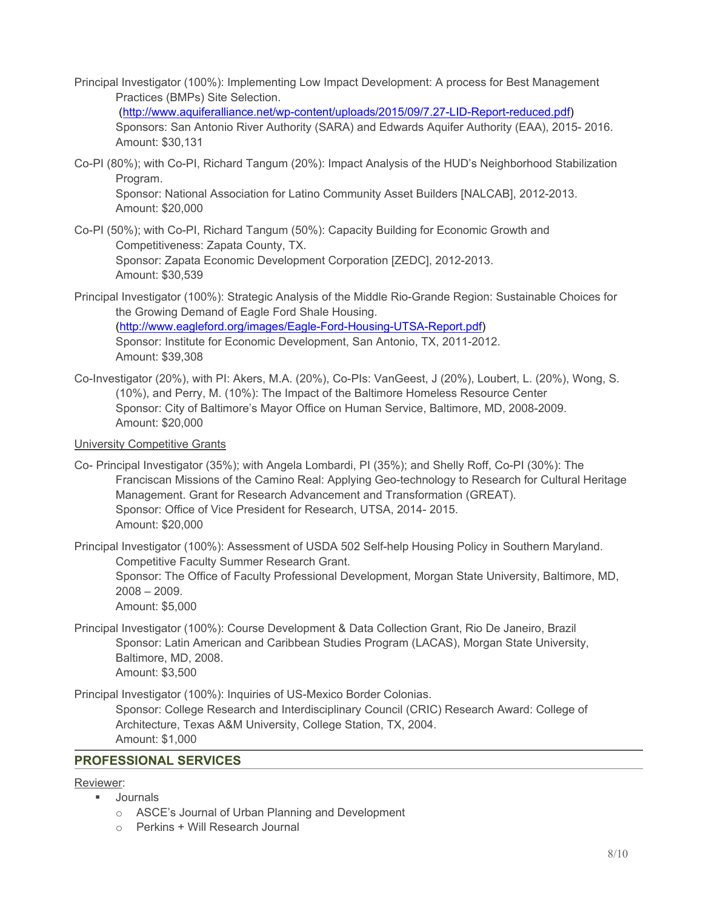Principal Investigator (100%): Implementing Low Impact Development: A process for Best Management Practices (BMPs) Site Selection.
(http://www.aquiferalliance.net/wp-content/uploads/2015/09/7.27-LID-Report-reduced.pdf)
Sponsors: San Antonio River Authority (SARA) and Edwards Aquifer Authority (EAA), 2015- 2016.
Amount: $30,131

Co-PI (80%); with Co-PI, Richard Tangum (20%): Impact Analysis of the HUD's Neighborhood Stabilization Program.
Sponsor: National Association for Latino Community Asset Builders [NALCAB], 2012-2013.
Amount: $20,000

Co-PI (50%); with Co-PI, Richard Tangum (50%): Capacity Building for Economic Growth and Competitiveness: Zapata County, TX.
Sponsor: Zapata Economic Development Corporation [ZEDC], 2012-2013.
Amount: $30,539

Principal Investigator (100%): Strategic Analysis of the Middle Rio-Grande Region: Sustainable Choices for the Growing Demand of Eagle Ford Shale Housing.
(http://www.eagleford.org/images/Eagle-Ford-Housing-UTSA-Report.pdf)
Sponsor: Institute for Economic Development, San Antonio, TX, 2011-2012.
Amount: $39,308

Co-Investigator (20%), with PI: Akers, M.A. (20%), Co-PIs: VanGeest, J (20%), Loubert, L. (20%), Wong, S. (10%), and Perry, M. (10%): The Impact of the Baltimore Homeless Resource Center
Sponsor: City of Baltimore's Mayor Office on Human Service, Baltimore, MD, 2008-2009.
Amount: $20,000

University Competitive Grants

Co- Principal Investigator (35%); with Angela Lombardi, PI (35%); and Shelly Roff, Co-PI (30%): The Franciscan Missions of the Camino Real: Applying Geo-technology to Research for Cultural Heritage Management. Grant for Research Advancement and Transformation (GREAT).
Sponsor: Office of Vice President for Research, UTSA, 2014- 2015.
Amount: $20,000

Principal Investigator (100%): Assessment of USDA 502 Self-help Housing Policy in Southern Maryland. Competitive Faculty Summer Research Grant.
Sponsor: The Office of Faculty Professional Development, Morgan State University, Baltimore, MD, 2008 – 2009.
Amount: $5,000

Principal Investigator (100%): Course Development & Data Collection Grant, Rio De Janeiro, Brazil
Sponsor: Latin American and Caribbean Studies Program (LACAS), Morgan State University, Baltimore, MD, 2008.
Amount: $3,500

Principal Investigator (100%): Inquiries of US-Mexico Border Colonias.
Sponsor: College Research and Interdisciplinary Council (CRIC) Research Award: College of Architecture, Texas A&M University, College Station, TX, 2004.
Amount: $1,000

## PROFESSIONAL SERVICES

Reviewer:

- Journals
  - ASCE's Journal of Urban Planning and Development
  - Perkins + Will Research Journal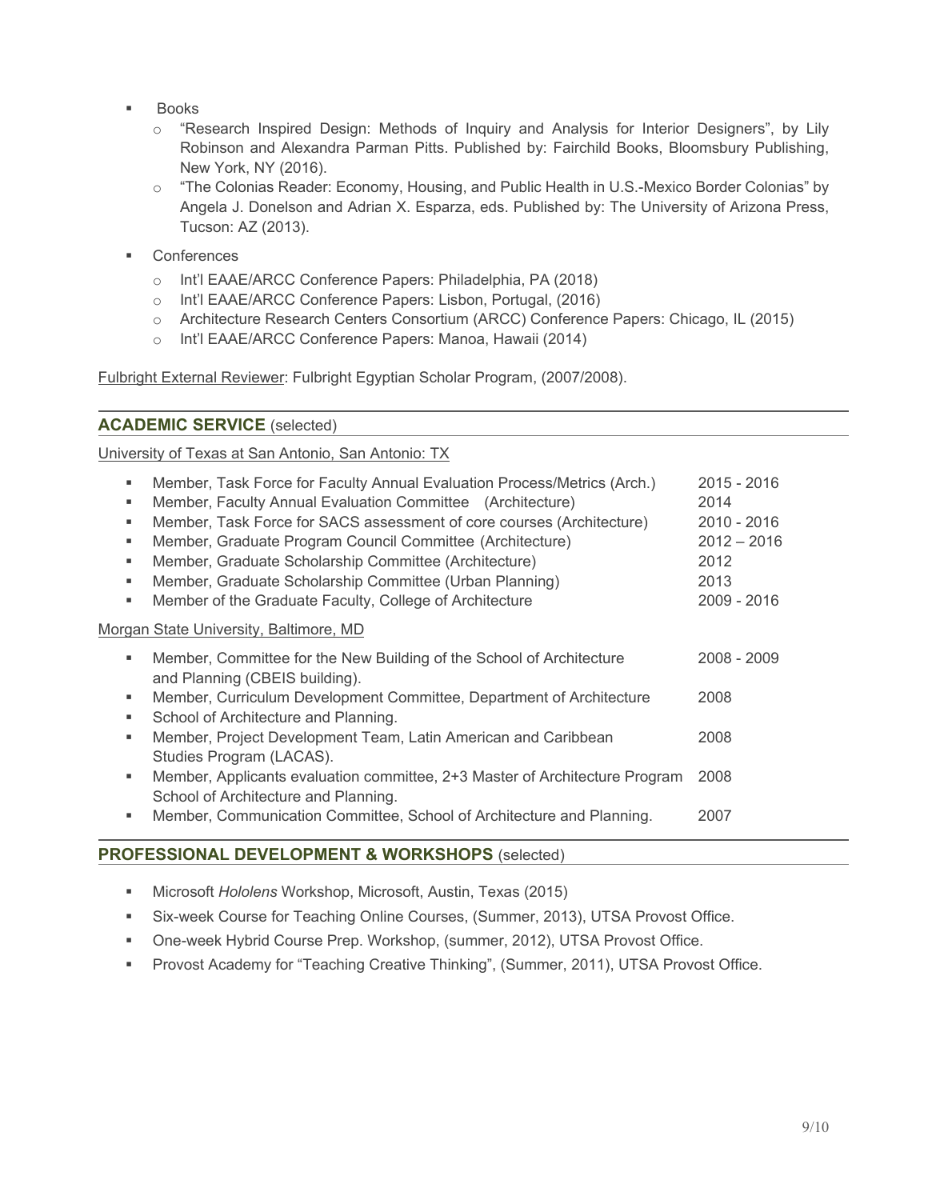- Books
  - "Research Inspired Design: Methods of Inquiry and Analysis for Interior Designers", by Lily Robinson and Alexandra Parman Pitts. Published by: Fairchild Books, Bloomsbury Publishing, New York, NY (2016).
  - "The Colonias Reader: Economy, Housing, and Public Health in U.S.-Mexico Border Colonias" by Angela J. Donelson and Adrian X. Esparza, eds. Published by: The University of Arizona Press, Tucson: AZ (2013).
- Conferences
  - Int'l EAAE/ARCC Conference Papers: Philadelphia, PA (2018)
  - Int'l EAAE/ARCC Conference Papers: Lisbon, Portugal, (2016)
  - Architecture Research Centers Consortium (ARCC) Conference Papers: Chicago, IL (2015)
  - Int'l EAAE/ARCC Conference Papers: Manoa, Hawaii (2014)

Fulbright External Reviewer: Fulbright Egyptian Scholar Program, (2007/2008).

## ACADEMIC SERVICE (selected)

University of Texas at San Antonio, San Antonio: TX

- Member, Task Force for Faculty Annual Evaluation Process/Metrics (Arch.) — 2015 - 2016
- Member, Faculty Annual Evaluation Committee (Architecture) — 2014
- Member, Task Force for SACS assessment of core courses (Architecture) — 2010 - 2016
- Member, Graduate Program Council Committee (Architecture) — 2012 – 2016
- Member, Graduate Scholarship Committee (Architecture) — 2012
- Member, Graduate Scholarship Committee (Urban Planning) — 2013
- Member of the Graduate Faculty, College of Architecture — 2009 - 2016

Morgan State University, Baltimore, MD

- Member, Committee for the New Building of the School of Architecture and Planning (CBEIS building). — 2008 - 2009
- Member, Curriculum Development Committee, Department of Architecture — 2008
- School of Architecture and Planning.
- Member, Project Development Team, Latin American and Caribbean Studies Program (LACAS). — 2008
- Member, Applicants evaluation committee, 2+3 Master of Architecture Program School of Architecture and Planning. — 2008
- Member, Communication Committee, School of Architecture and Planning. — 2007

## PROFESSIONAL DEVELOPMENT & WORKSHOPS (selected)

- Microsoft *Hololens* Workshop, Microsoft, Austin, Texas (2015)
- Six-week Course for Teaching Online Courses, (Summer, 2013), UTSA Provost Office.
- One-week Hybrid Course Prep. Workshop, (summer, 2012), UTSA Provost Office.
- Provost Academy for "Teaching Creative Thinking", (Summer, 2011), UTSA Provost Office.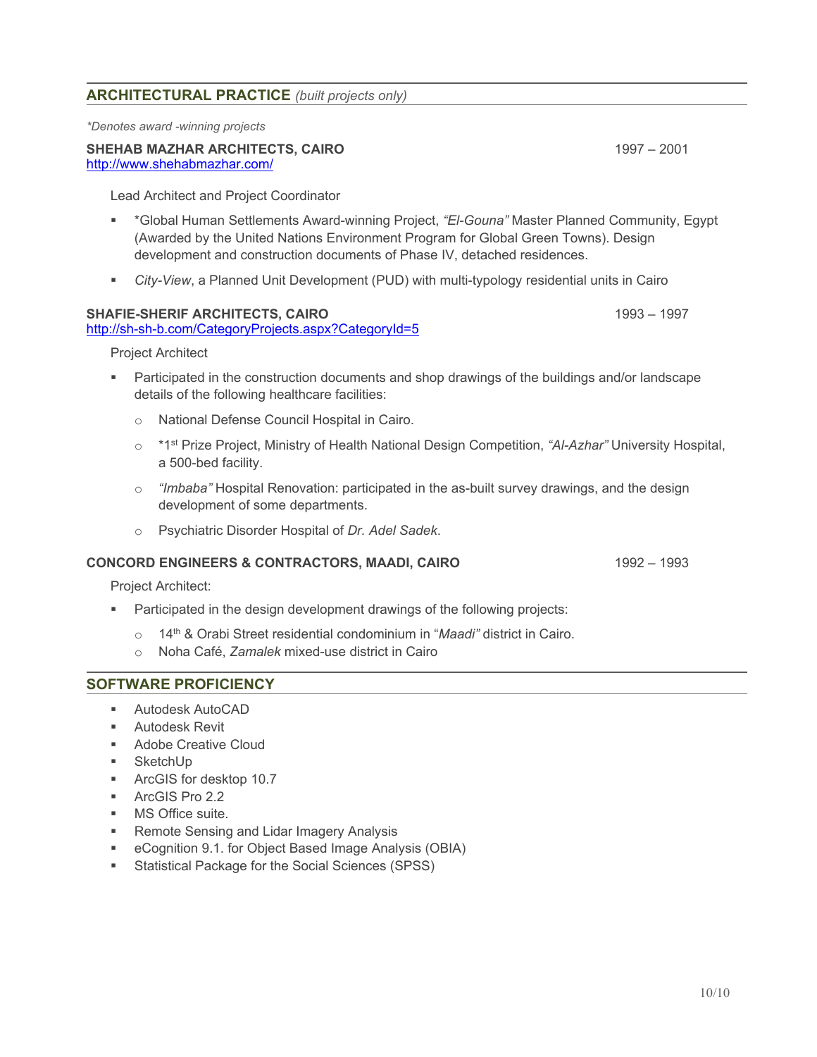## ARCHITECTURAL PRACTICE *(built projects only)*

*\*Denotes award -winning projects*

**SHEHAB MAZHAR ARCHITECTS, CAIRO** 1997 – 2001
http://www.shehabmazhar.com/

Lead Architect and Project Coordinator

- *Global Human Settlements Award-winning Project, *"El-Gouna"* Master Planned Community, Egypt (Awarded by the United Nations Environment Program for Global Green Towns). Design development and construction documents of Phase IV, detached residences.
- *City-View*, a Planned Unit Development (PUD) with multi-typology residential units in Cairo

**SHAFIE-SHERIF ARCHITECTS, CAIRO** 1993 – 1997
http://sh-sh-b.com/CategoryProjects.aspx?CategoryId=5

Project Architect

- Participated in the construction documents and shop drawings of the buildings and/or landscape details of the following healthcare facilities:
  - National Defense Council Hospital in Cairo.
  - *1st Prize Project, Ministry of Health National Design Competition, *"Al-Azhar"* University Hospital, a 500-bed facility.
  - *"Imbaba"* Hospital Renovation: participated in the as-built survey drawings, and the design development of some departments.
  - Psychiatric Disorder Hospital of *Dr. Adel Sadek*.

**CONCORD ENGINEERS & CONTRACTORS, MAADI, CAIRO** 1992 – 1993

Project Architect:

- Participated in the design development drawings of the following projects:
  - 14th & Orabi Street residential condominium in "*Maadi"* district in Cairo.
  - Noha Café, *Zamalek* mixed-use district in Cairo

## SOFTWARE PROFICIENCY

- Autodesk AutoCAD
- Autodesk Revit
- Adobe Creative Cloud
- SketchUp
- ArcGIS for desktop 10.7
- ArcGIS Pro 2.2
- MS Office suite.
- Remote Sensing and Lidar Imagery Analysis
- eCognition 9.1. for Object Based Image Analysis (OBIA)
- Statistical Package for the Social Sciences (SPSS)